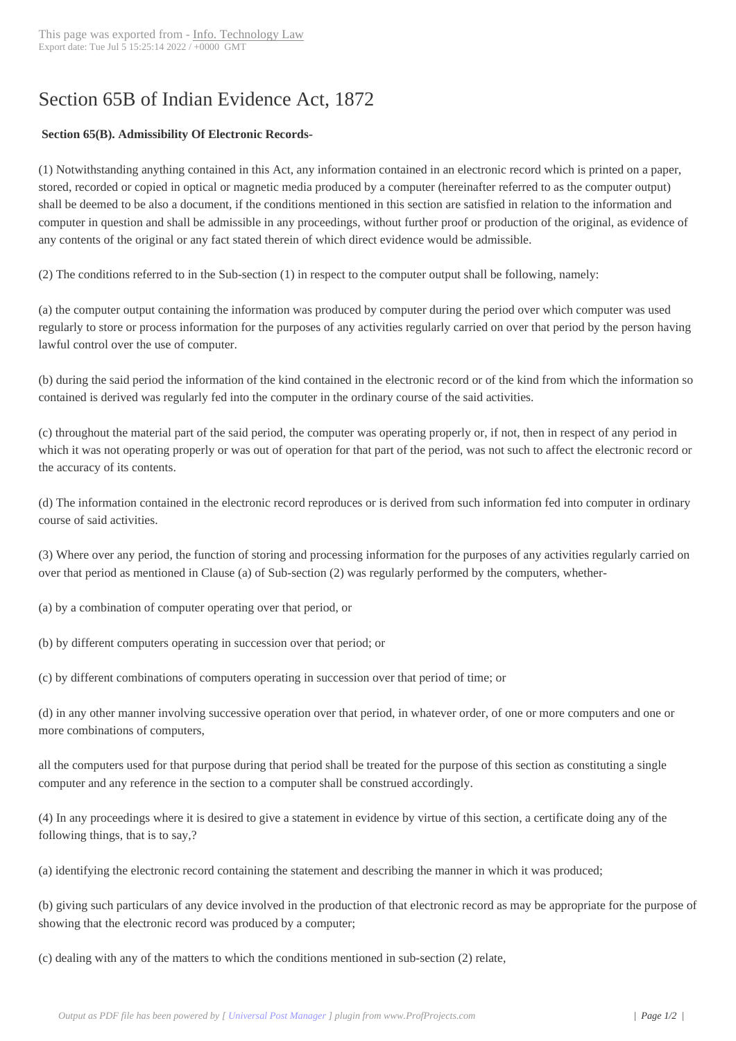# Section 65B of Indian Evidence Act, 1872

**Section 65(B). Admissibility Of Electronic Records-**

(1) Notwithstanding anything contained in this Act, any information contained in an electronic record which is printed on a paper, stored, recorded or copied in optical or magnetic media produced by a computer (hereinafter referred to as the computer output) shall be deemed to be also a document, if the conditions mentioned in this section are satisfied in relation to the information and computer in question and shall be admissible in any proceedings, without further proof or production of the original, as evidence of any contents of the original or any fact stated therein of which direct evidence would be admissible.

(2) The conditions referred to in the Sub-section (1) in respect to the computer output shall be following, namely:

(a) the computer output containing the information was produced by computer during the period over which computer was used regularly to store or process information for the purposes of any activities regularly carried on over that period by the person having lawful control over the use of computer.

(b) during the said period the information of the kind contained in the electronic record or of the kind from which the information so contained is derived was regularly fed into the computer in the ordinary course of the said activities.

(c) throughout the material part of the said period, the computer was operating properly or, if not, then in respect of any period in which it was not operating properly or was out of operation for that part of the period, was not such to affect the electronic record or the accuracy of its contents.

(d) The information contained in the electronic record reproduces or is derived from such information fed into computer in ordinary course of said activities.

(3) Where over any period, the function of storing and processing information for the purposes of any activities regularly carried on over that period as mentioned in Clause (a) of Sub-section (2) was regularly performed by the computers, whether-

(a) by a combination of computer operating over that period, or

(b) by different computers operating in succession over that period; or

(c) by different combinations of computers operating in succession over that period of time; or

(d) in any other manner involving successive operation over that period, in whatever order, of one or more computers and one or more combinations of computers,

all the computers used for that purpose during that period shall be treated for the purpose of this section as constituting a single computer and any reference in the section to a computer shall be construed accordingly.

(4) In any proceedings where it is desired to give a statement in evidence by virtue of this section, a certificate doing any of the following things, that is to say,?

(a) identifying the electronic record containing the statement and describing the manner in which it was produced;

(b) giving such particulars of any device involved in the production of that electronic record as may be appropriate for the purpose of showing that the electronic record was produced by a computer;

(c) dealing with any of the matters to which the conditions mentioned in sub-section (2) relate,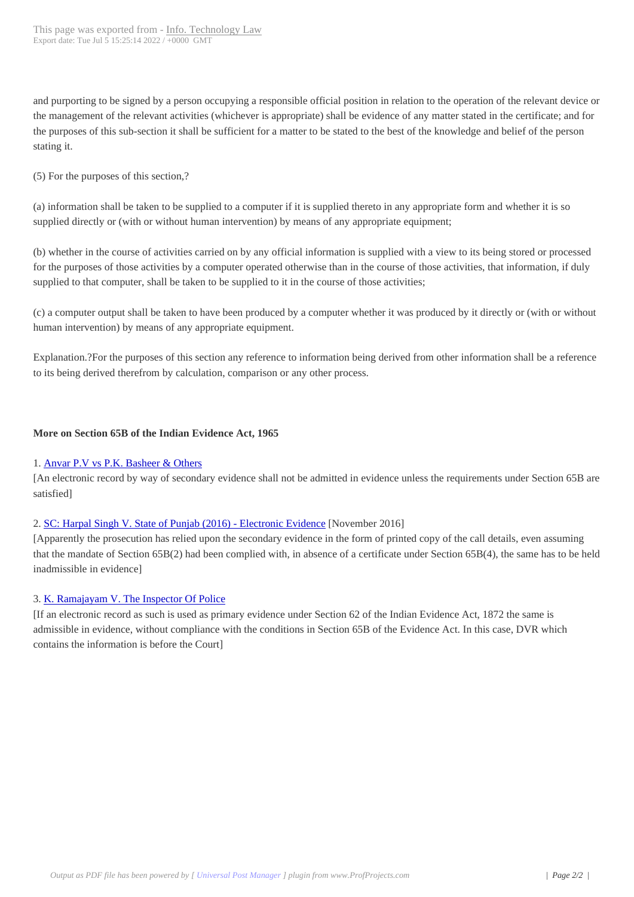and purporting to be signed by a person occupying a responsible official position in relation to the operation of the relevant device or the management of the relevant activities (whichever is appropriate) shall be evidence of any matter stated in the certificate; and for the purposes of this sub-section it shall be sufficient for a matter to be stated to the best of the knowledge and belief of the person stating it.

(5) For the purposes of this section,?

(a) information shall be taken to be supplied to a computer if it is supplied thereto in any appropriate form and whether it is so supplied directly or (with or without human intervention) by means of any appropriate equipment;

(b) whether in the course of activities carried on by any official information is supplied with a view to its being stored or processed for the purposes of those activities by a computer operated otherwise than in the course of those activities, that information, if duly supplied to that computer, shall be taken to be supplied to it in the course of those activities;

(c) a computer output shall be taken to have been produced by a computer whether it was produced by it directly or (with or without human intervention) by means of any appropriate equipment.

Explanation.?For the purposes of this section any reference to information being derived from other information shall be a reference to its being derived therefrom by calculation, comparison or any other process.

**More on Section 65B of the Indian Evidence Act, 1965**

1. Anvar P.V vs P.K. Basheer & Others
[An electronic record by way of secondary evidence shall not be admitted in evidence unless the requirements under Section 65B are satisfied]

2. SC: Harpal Singh V. State of Punjab (2016) - Electronic Evidence [November 2016]
[Apparently the prosecution has relied upon the secondary evidence in the form of printed copy of the call details, even assuming that the mandate of Section 65B(2) had been complied with, in absence of a certificate under Section 65B(4), the same has to be held inadmissible in evidence]

3. K. Ramajayam V. The Inspector Of Police
[If an electronic record as such is used as primary evidence under Section 62 of the Indian Evidence Act, 1872 the same is admissible in evidence, without compliance with the conditions in Section 65B of the Evidence Act. In this case, DVR which contains the information is before the Court]